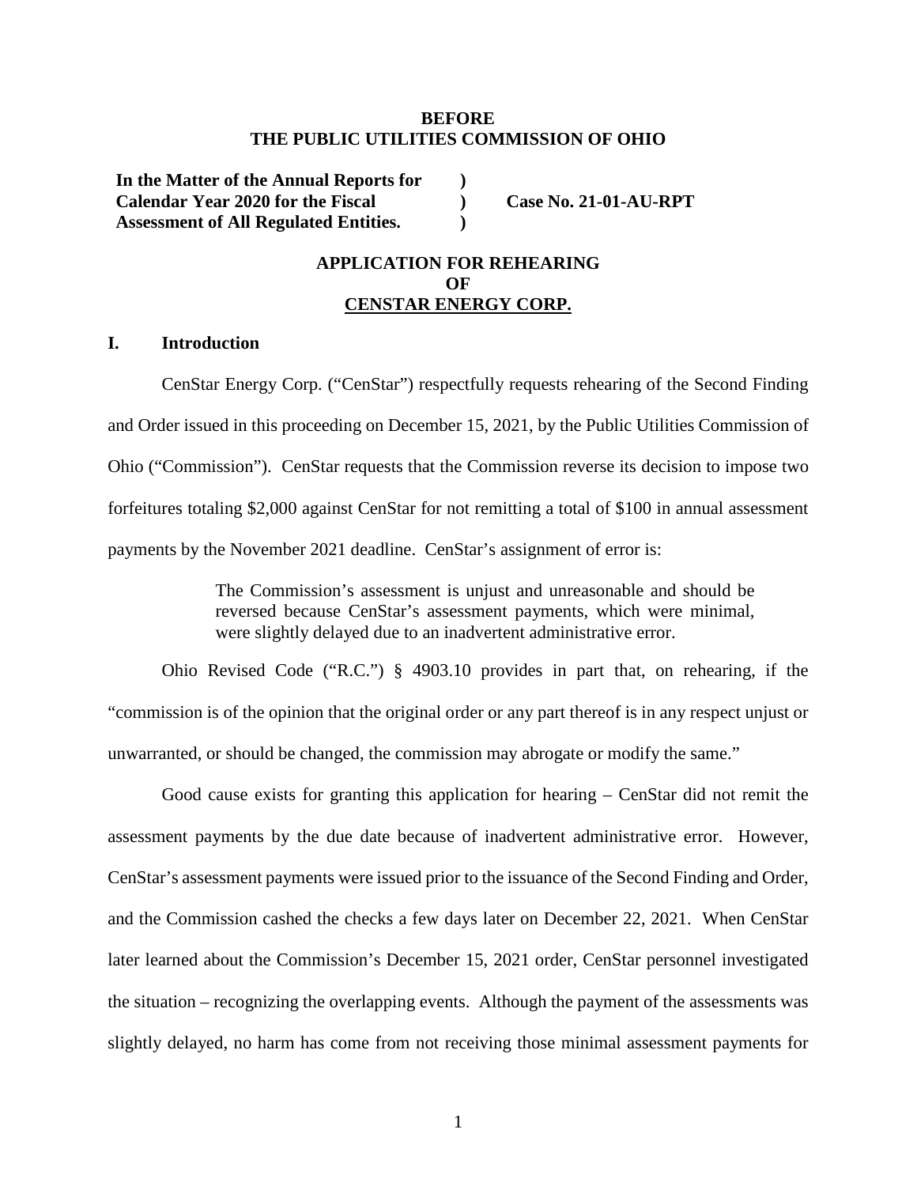**BEFORE**
**THE PUBLIC UTILITIES COMMISSION OF OHIO**

| | | |
|---|---|---|
| **In the Matter of the Annual Reports for Calendar Year 2020 for the Fiscal Assessment of All Regulated Entities.** | **)**<br>**)**<br>**)** | **Case No. 21-01-AU-RPT** |

**APPLICATION FOR REHEARING**
**OF**
**CENSTAR ENERGY CORP.**

## I. Introduction

CenStar Energy Corp. ("CenStar") respectfully requests rehearing of the Second Finding and Order issued in this proceeding on December 15, 2021, by the Public Utilities Commission of Ohio ("Commission"). CenStar requests that the Commission reverse its decision to impose two forfeitures totaling $2,000 against CenStar for not remitting a total of $100 in annual assessment payments by the November 2021 deadline. CenStar's assignment of error is:

> The Commission's assessment is unjust and unreasonable and should be reversed because CenStar's assessment payments, which were minimal, were slightly delayed due to an inadvertent administrative error.

Ohio Revised Code ("R.C.") § 4903.10 provides in part that, on rehearing, if the "commission is of the opinion that the original order or any part thereof is in any respect unjust or unwarranted, or should be changed, the commission may abrogate or modify the same."

Good cause exists for granting this application for hearing – CenStar did not remit the assessment payments by the due date because of inadvertent administrative error. However, CenStar's assessment payments were issued prior to the issuance of the Second Finding and Order, and the Commission cashed the checks a few days later on December 22, 2021. When CenStar later learned about the Commission's December 15, 2021 order, CenStar personnel investigated the situation – recognizing the overlapping events. Although the payment of the assessments was slightly delayed, no harm has come from not receiving those minimal assessment payments for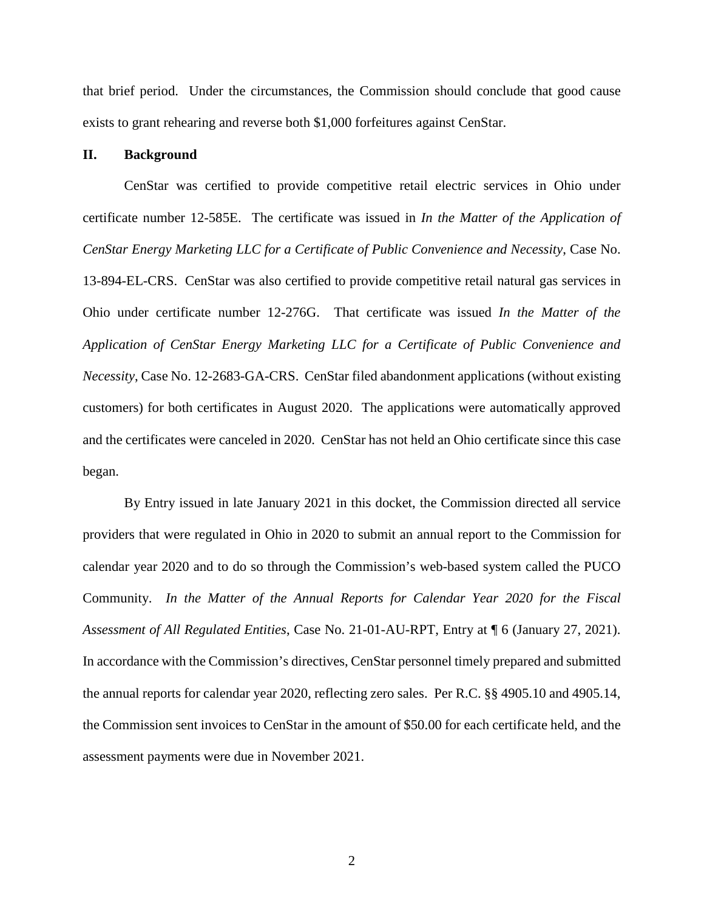that brief period. Under the circumstances, the Commission should conclude that good cause exists to grant rehearing and reverse both $1,000 forfeitures against CenStar.

## II. Background

CenStar was certified to provide competitive retail electric services in Ohio under certificate number 12-585E. The certificate was issued in *In the Matter of the Application of CenStar Energy Marketing LLC for a Certificate of Public Convenience and Necessity*, Case No. 13-894-EL-CRS. CenStar was also certified to provide competitive retail natural gas services in Ohio under certificate number 12-276G. That certificate was issued *In the Matter of the Application of CenStar Energy Marketing LLC for a Certificate of Public Convenience and Necessity*, Case No. 12-2683-GA-CRS. CenStar filed abandonment applications (without existing customers) for both certificates in August 2020. The applications were automatically approved and the certificates were canceled in 2020. CenStar has not held an Ohio certificate since this case began.

By Entry issued in late January 2021 in this docket, the Commission directed all service providers that were regulated in Ohio in 2020 to submit an annual report to the Commission for calendar year 2020 and to do so through the Commission's web-based system called the PUCO Community. *In the Matter of the Annual Reports for Calendar Year 2020 for the Fiscal Assessment of All Regulated Entities*, Case No. 21-01-AU-RPT, Entry at ¶ 6 (January 27, 2021). In accordance with the Commission's directives, CenStar personnel timely prepared and submitted the annual reports for calendar year 2020, reflecting zero sales. Per R.C. §§ 4905.10 and 4905.14, the Commission sent invoices to CenStar in the amount of $50.00 for each certificate held, and the assessment payments were due in November 2021.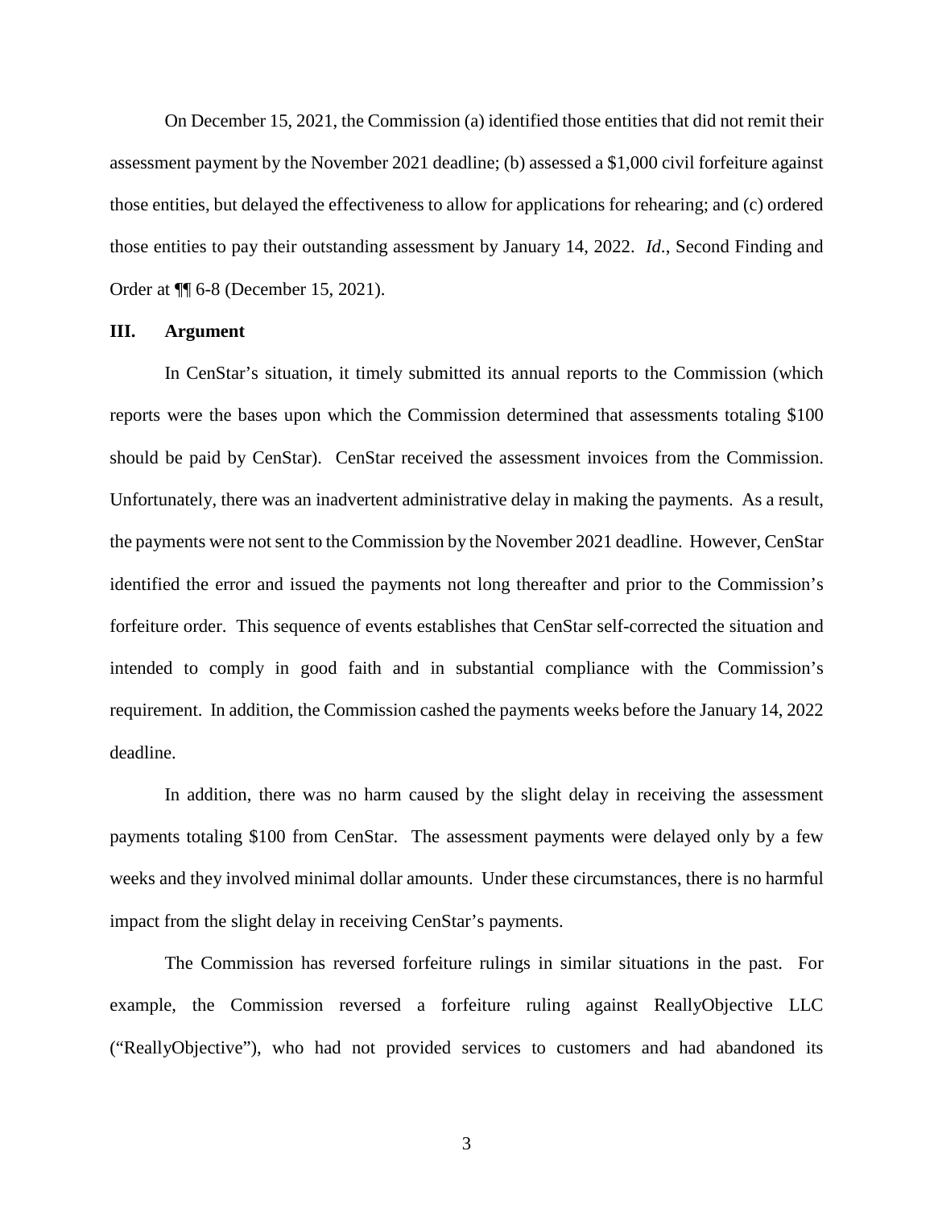On December 15, 2021, the Commission (a) identified those entities that did not remit their assessment payment by the November 2021 deadline; (b) assessed a $1,000 civil forfeiture against those entities, but delayed the effectiveness to allow for applications for rehearing; and (c) ordered those entities to pay their outstanding assessment by January 14, 2022. *Id.*, Second Finding and Order at ¶¶ 6-8 (December 15, 2021).

## III. Argument

In CenStar's situation, it timely submitted its annual reports to the Commission (which reports were the bases upon which the Commission determined that assessments totaling $100 should be paid by CenStar). CenStar received the assessment invoices from the Commission. Unfortunately, there was an inadvertent administrative delay in making the payments. As a result, the payments were not sent to the Commission by the November 2021 deadline. However, CenStar identified the error and issued the payments not long thereafter and prior to the Commission's forfeiture order. This sequence of events establishes that CenStar self-corrected the situation and intended to comply in good faith and in substantial compliance with the Commission's requirement. In addition, the Commission cashed the payments weeks before the January 14, 2022 deadline.

In addition, there was no harm caused by the slight delay in receiving the assessment payments totaling $100 from CenStar. The assessment payments were delayed only by a few weeks and they involved minimal dollar amounts. Under these circumstances, there is no harmful impact from the slight delay in receiving CenStar's payments.

The Commission has reversed forfeiture rulings in similar situations in the past. For example, the Commission reversed a forfeiture ruling against ReallyObjective LLC ("ReallyObjective"), who had not provided services to customers and had abandoned its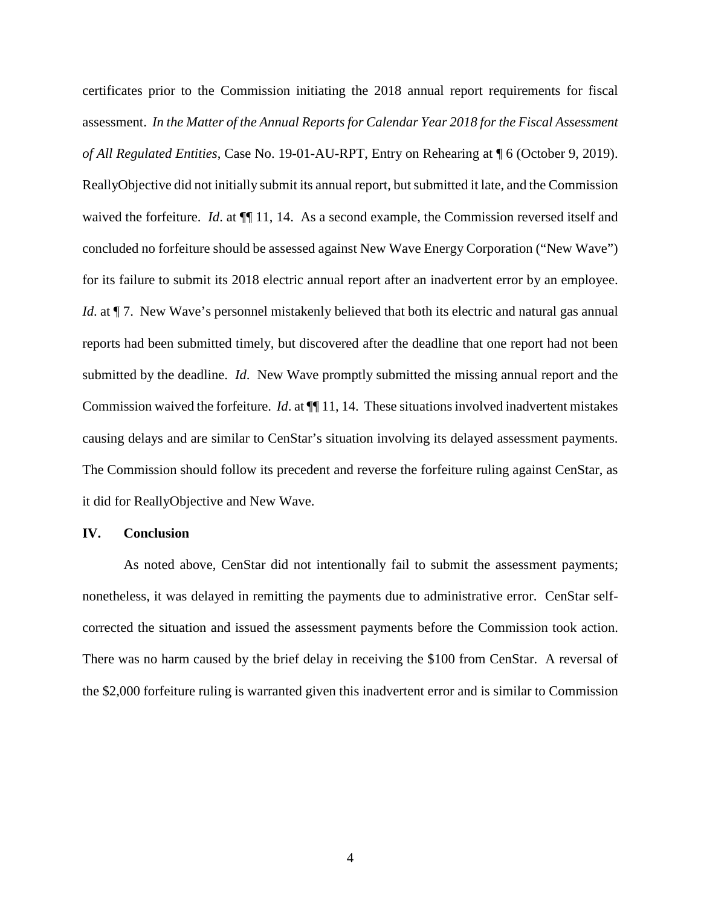certificates prior to the Commission initiating the 2018 annual report requirements for fiscal assessment. *In the Matter of the Annual Reports for Calendar Year 2018 for the Fiscal Assessment of All Regulated Entities*, Case No. 19-01-AU-RPT, Entry on Rehearing at ¶ 6 (October 9, 2019). ReallyObjective did not initially submit its annual report, but submitted it late, and the Commission waived the forfeiture. *Id*. at ¶¶ 11, 14. As a second example, the Commission reversed itself and concluded no forfeiture should be assessed against New Wave Energy Corporation ("New Wave") for its failure to submit its 2018 electric annual report after an inadvertent error by an employee. *Id*. at ¶ 7. New Wave's personnel mistakenly believed that both its electric and natural gas annual reports had been submitted timely, but discovered after the deadline that one report had not been submitted by the deadline. *Id*. New Wave promptly submitted the missing annual report and the Commission waived the forfeiture. *Id*. at ¶¶ 11, 14. These situations involved inadvertent mistakes causing delays and are similar to CenStar's situation involving its delayed assessment payments. The Commission should follow its precedent and reverse the forfeiture ruling against CenStar, as it did for ReallyObjective and New Wave.

## IV. Conclusion

As noted above, CenStar did not intentionally fail to submit the assessment payments; nonetheless, it was delayed in remitting the payments due to administrative error. CenStar self-corrected the situation and issued the assessment payments before the Commission took action. There was no harm caused by the brief delay in receiving the \$100 from CenStar. A reversal of the \$2,000 forfeiture ruling is warranted given this inadvertent error and is similar to Commission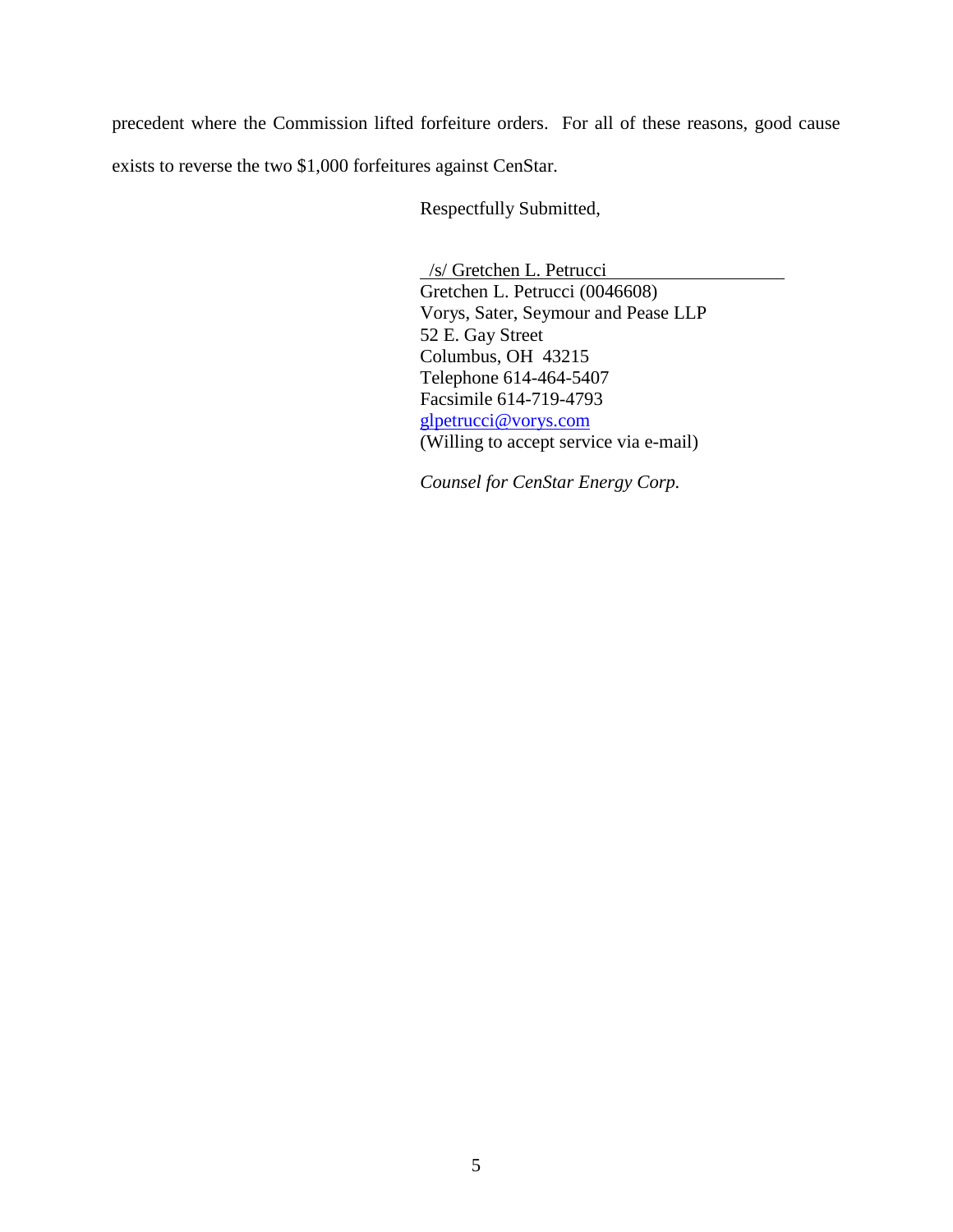precedent where the Commission lifted forfeiture orders. For all of these reasons, good cause exists to reverse the two $1,000 forfeitures against CenStar.

Respectfully Submitted,

/s/ Gretchen L. Petrucci
Gretchen L. Petrucci (0046608)
Vorys, Sater, Seymour and Pease LLP
52 E. Gay Street
Columbus, OH 43215
Telephone 614-464-5407
Facsimile 614-719-4793
glpetrucci@vorys.com
(Willing to accept service via e-mail)

*Counsel for CenStar Energy Corp.*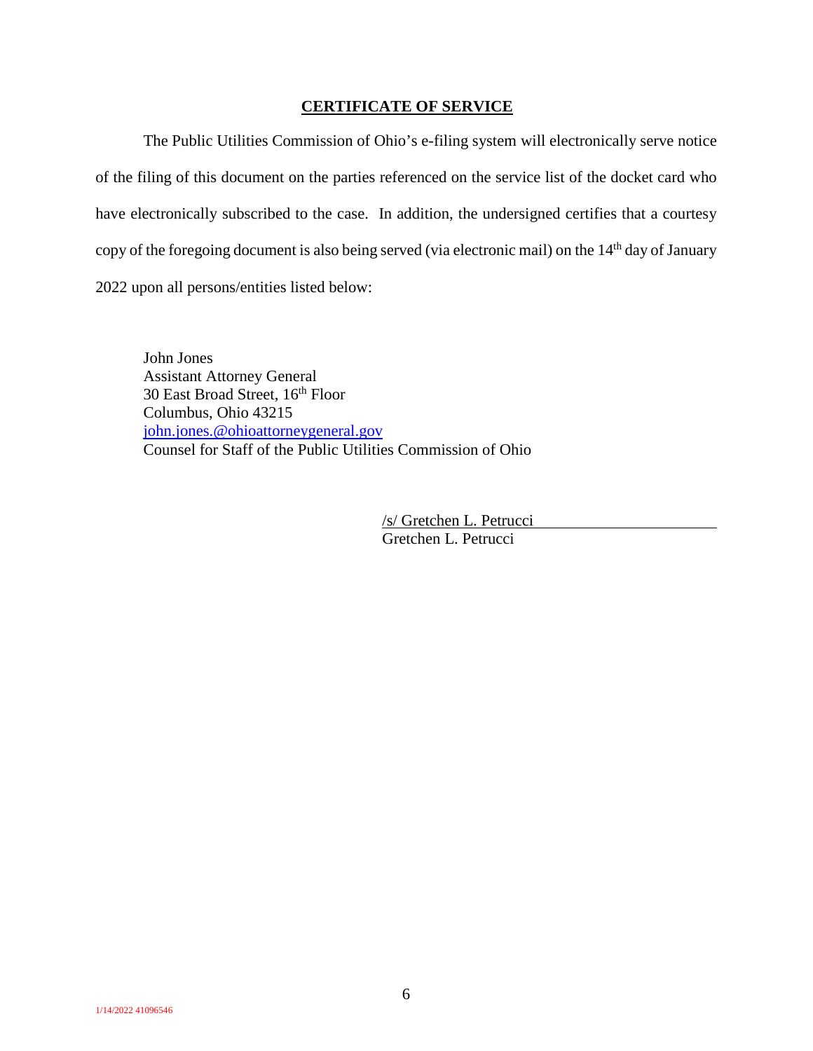## CERTIFICATE OF SERVICE

The Public Utilities Commission of Ohio's e-filing system will electronically serve notice of the filing of this document on the parties referenced on the service list of the docket card who have electronically subscribed to the case. In addition, the undersigned certifies that a courtesy copy of the foregoing document is also being served (via electronic mail) on the 14th day of January 2022 upon all persons/entities listed below:

John Jones
Assistant Attorney General
30 East Broad Street, 16th Floor
Columbus, Ohio 43215
john.jones.@ohioattorneygeneral.gov
Counsel for Staff of the Public Utilities Commission of Ohio

/s/ Gretchen L. Petrucci
Gretchen L. Petrucci

1/14/2022 41096546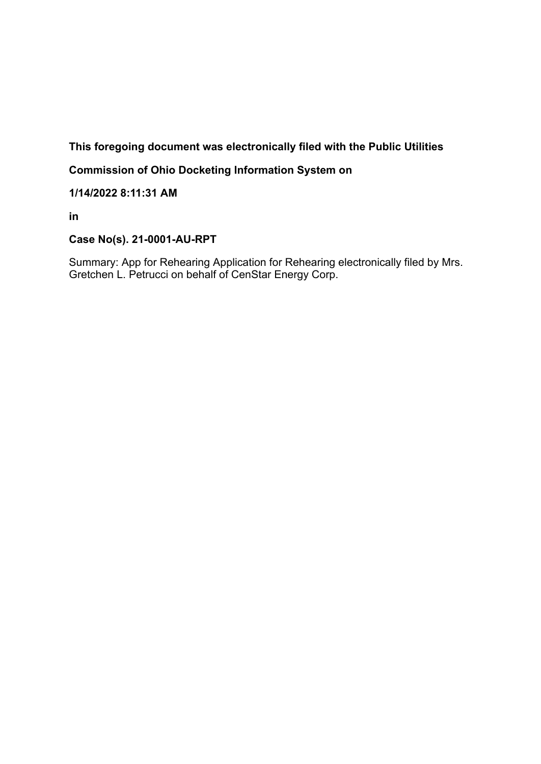**This foregoing document was electronically filed with the Public Utilities**

**Commission of Ohio Docketing Information System on**

**1/14/2022 8:11:31 AM**

**in**

**Case No(s). 21-0001-AU-RPT**

Summary: App for Rehearing Application for Rehearing electronically filed by Mrs. Gretchen L. Petrucci on behalf of CenStar Energy Corp.